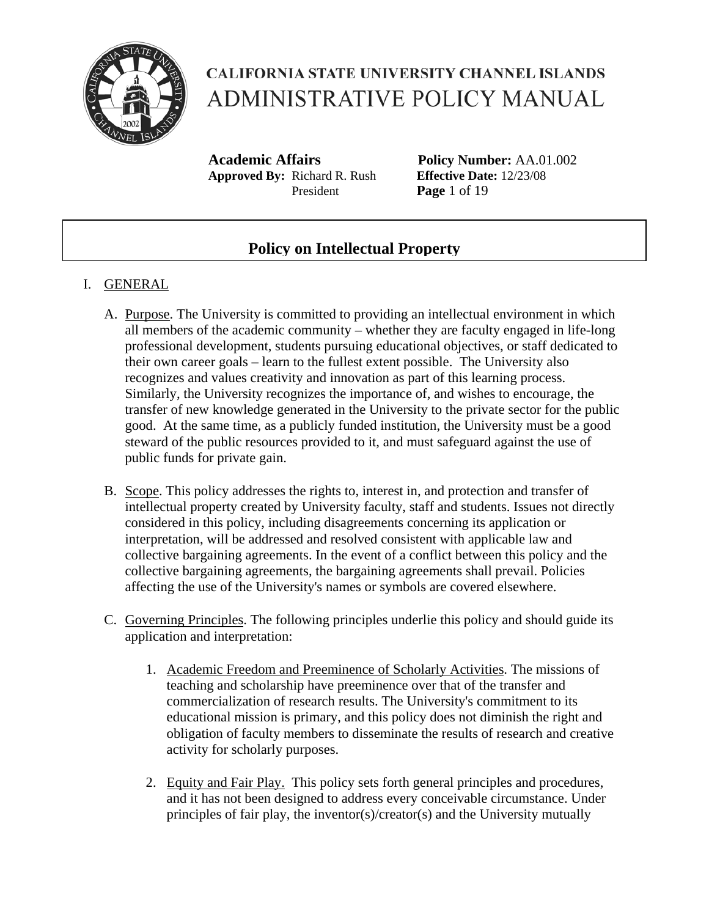# CALIFORNIA STATE UNIVERSITY CHANNEL ISLANDS
# ADMINISTRATIVE POLICY MANUAL

**Academic Affairs**
**Approved By:** Richard R. Rush
President

**Policy Number:** AA.01.002
**Effective Date:** 12/23/08

## Policy on Intellectual Property

I. GENERAL

A. Purpose. The University is committed to providing an intellectual environment in which all members of the academic community – whether they are faculty engaged in life-long professional development, students pursuing educational objectives, or staff dedicated to their own career goals – learn to the fullest extent possible. The University also recognizes and values creativity and innovation as part of this learning process. Similarly, the University recognizes the importance of, and wishes to encourage, the transfer of new knowledge generated in the University to the private sector for the public good. At the same time, as a publicly funded institution, the University must be a good steward of the public resources provided to it, and must safeguard against the use of public funds for private gain.

B. Scope. This policy addresses the rights to, interest in, and protection and transfer of intellectual property created by University faculty, staff and students. Issues not directly considered in this policy, including disagreements concerning its application or interpretation, will be addressed and resolved consistent with applicable law and collective bargaining agreements. In the event of a conflict between this policy and the collective bargaining agreements, the bargaining agreements shall prevail. Policies affecting the use of the University's names or symbols are covered elsewhere.

C. Governing Principles. The following principles underlie this policy and should guide its application and interpretation:

1. Academic Freedom and Preeminence of Scholarly Activities. The missions of teaching and scholarship have preeminence over that of the transfer and commercialization of research results. The University's commitment to its educational mission is primary, and this policy does not diminish the right and obligation of faculty members to disseminate the results of research and creative activity for scholarly purposes.

2. Equity and Fair Play. This policy sets forth general principles and procedures, and it has not been designed to address every conceivable circumstance. Under principles of fair play, the inventor(s)/creator(s) and the University mutually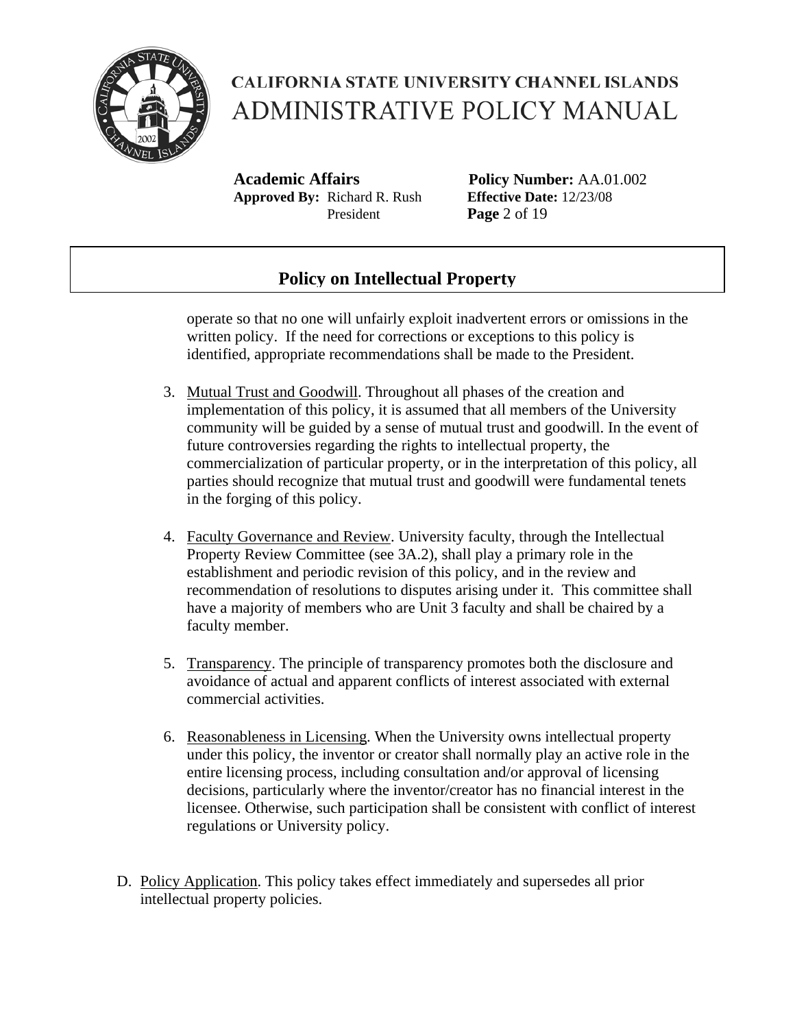operate so that no one will unfairly exploit inadvertent errors or omissions in the written policy. If the need for corrections or exceptions to this policy is identified, appropriate recommendations shall be made to the President.

3. Mutual Trust and Goodwill. Throughout all phases of the creation and implementation of this policy, it is assumed that all members of the University community will be guided by a sense of mutual trust and goodwill. In the event of future controversies regarding the rights to intellectual property, the commercialization of particular property, or in the interpretation of this policy, all parties should recognize that mutual trust and goodwill were fundamental tenets in the forging of this policy.

4. Faculty Governance and Review. University faculty, through the Intellectual Property Review Committee (see 3A.2), shall play a primary role in the establishment and periodic revision of this policy, and in the review and recommendation of resolutions to disputes arising under it. This committee shall have a majority of members who are Unit 3 faculty and shall be chaired by a faculty member.

5. Transparency. The principle of transparency promotes both the disclosure and avoidance of actual and apparent conflicts of interest associated with external commercial activities.

6. Reasonableness in Licensing. When the University owns intellectual property under this policy, the inventor or creator shall normally play an active role in the entire licensing process, including consultation and/or approval of licensing decisions, particularly where the inventor/creator has no financial interest in the licensee. Otherwise, such participation shall be consistent with conflict of interest regulations or University policy.

D. Policy Application. This policy takes effect immediately and supersedes all prior intellectual property policies.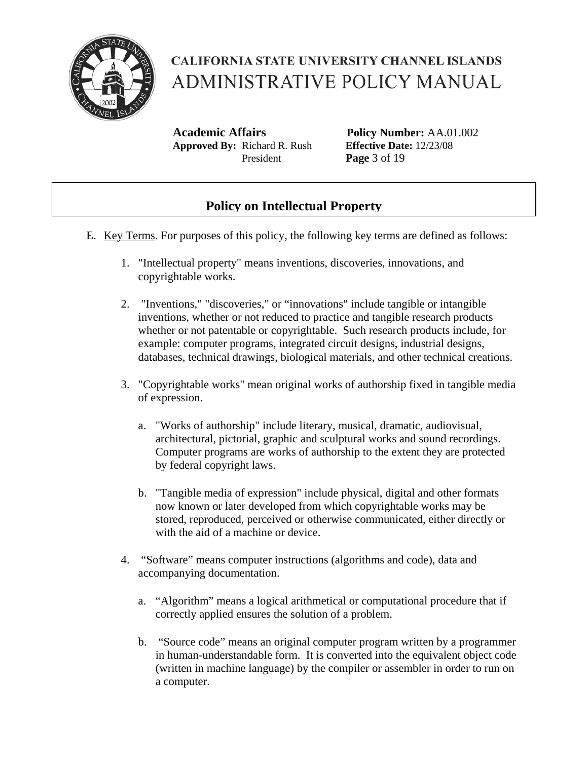E. Key Terms. For purposes of this policy, the following key terms are defined as follows:

1. "Intellectual property" means inventions, discoveries, innovations, and copyrightable works.

2. "Inventions," "discoveries," or "innovations" include tangible or intangible inventions, whether or not reduced to practice and tangible research products whether or not patentable or copyrightable. Such research products include, for example: computer programs, integrated circuit designs, industrial designs, databases, technical drawings, biological materials, and other technical creations.

3. "Copyrightable works" mean original works of authorship fixed in tangible media of expression.

   a. "Works of authorship" include literary, musical, dramatic, audiovisual, architectural, pictorial, graphic and sculptural works and sound recordings. Computer programs are works of authorship to the extent they are protected by federal copyright laws.

   b. "Tangible media of expression" include physical, digital and other formats now known or later developed from which copyrightable works may be stored, reproduced, perceived or otherwise communicated, either directly or with the aid of a machine or device.

4. "Software" means computer instructions (algorithms and code), data and accompanying documentation.

   a. "Algorithm" means a logical arithmetical or computational procedure that if correctly applied ensures the solution of a problem.

   b. "Source code" means an original computer program written by a programmer in human-understandable form. It is converted into the equivalent object code (written in machine language) by the compiler or assembler in order to run on a computer.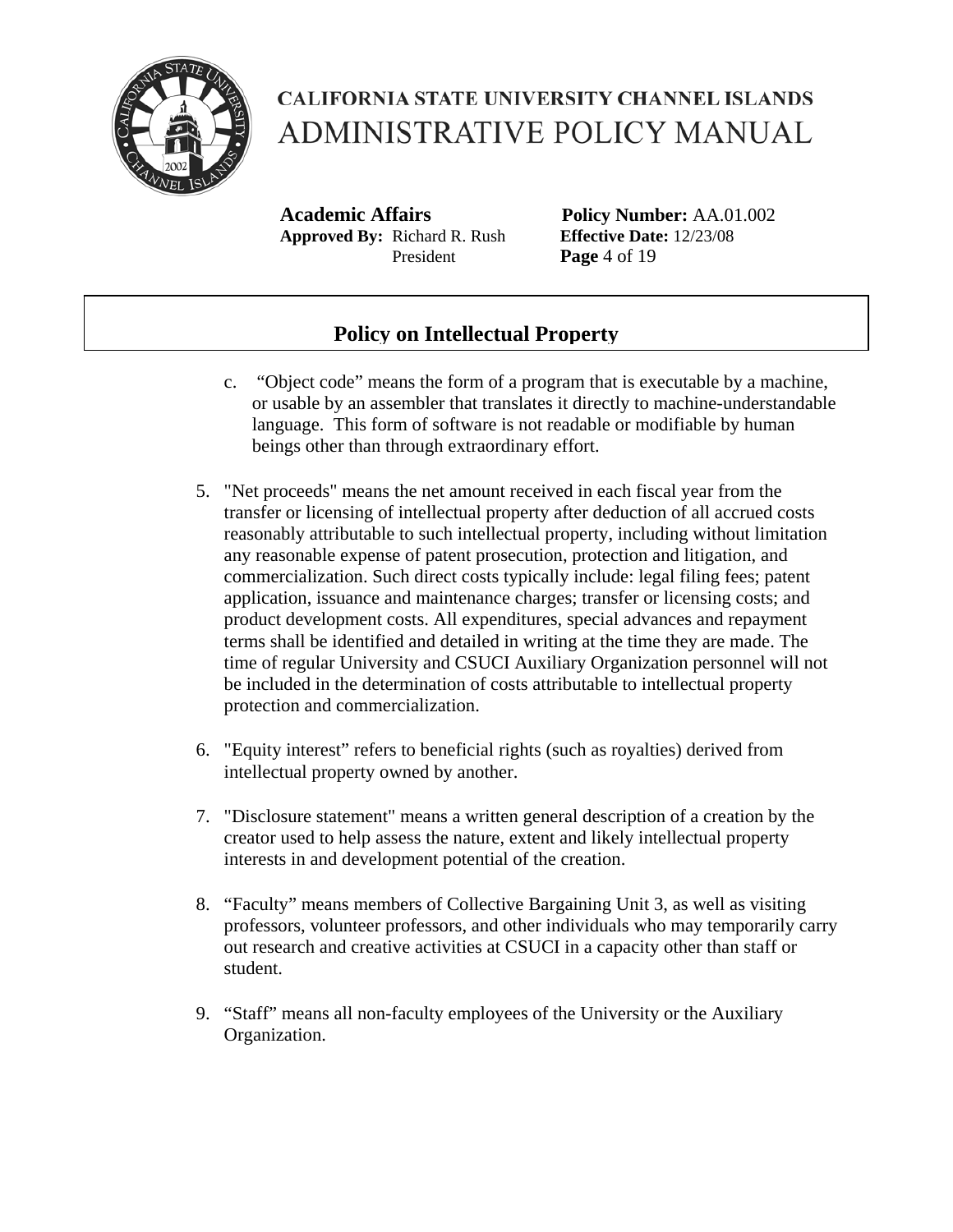c. “Object code” means the form of a program that is executable by a machine, or usable by an assembler that translates it directly to machine-understandable language. This form of software is not readable or modifiable by human beings other than through extraordinary effort.

5. "Net proceeds" means the net amount received in each fiscal year from the transfer or licensing of intellectual property after deduction of all accrued costs reasonably attributable to such intellectual property, including without limitation any reasonable expense of patent prosecution, protection and litigation, and commercialization. Such direct costs typically include: legal filing fees; patent application, issuance and maintenance charges; transfer or licensing costs; and product development costs. All expenditures, special advances and repayment terms shall be identified and detailed in writing at the time they are made. The time of regular University and CSUCI Auxiliary Organization personnel will not be included in the determination of costs attributable to intellectual property protection and commercialization.

6. "Equity interest” refers to beneficial rights (such as royalties) derived from intellectual property owned by another.

7. "Disclosure statement" means a written general description of a creation by the creator used to help assess the nature, extent and likely intellectual property interests in and development potential of the creation.

8. “Faculty” means members of Collective Bargaining Unit 3, as well as visiting professors, volunteer professors, and other individuals who may temporarily carry out research and creative activities at CSUCI in a capacity other than staff or student.

9. “Staff” means all non-faculty employees of the University or the Auxiliary Organization.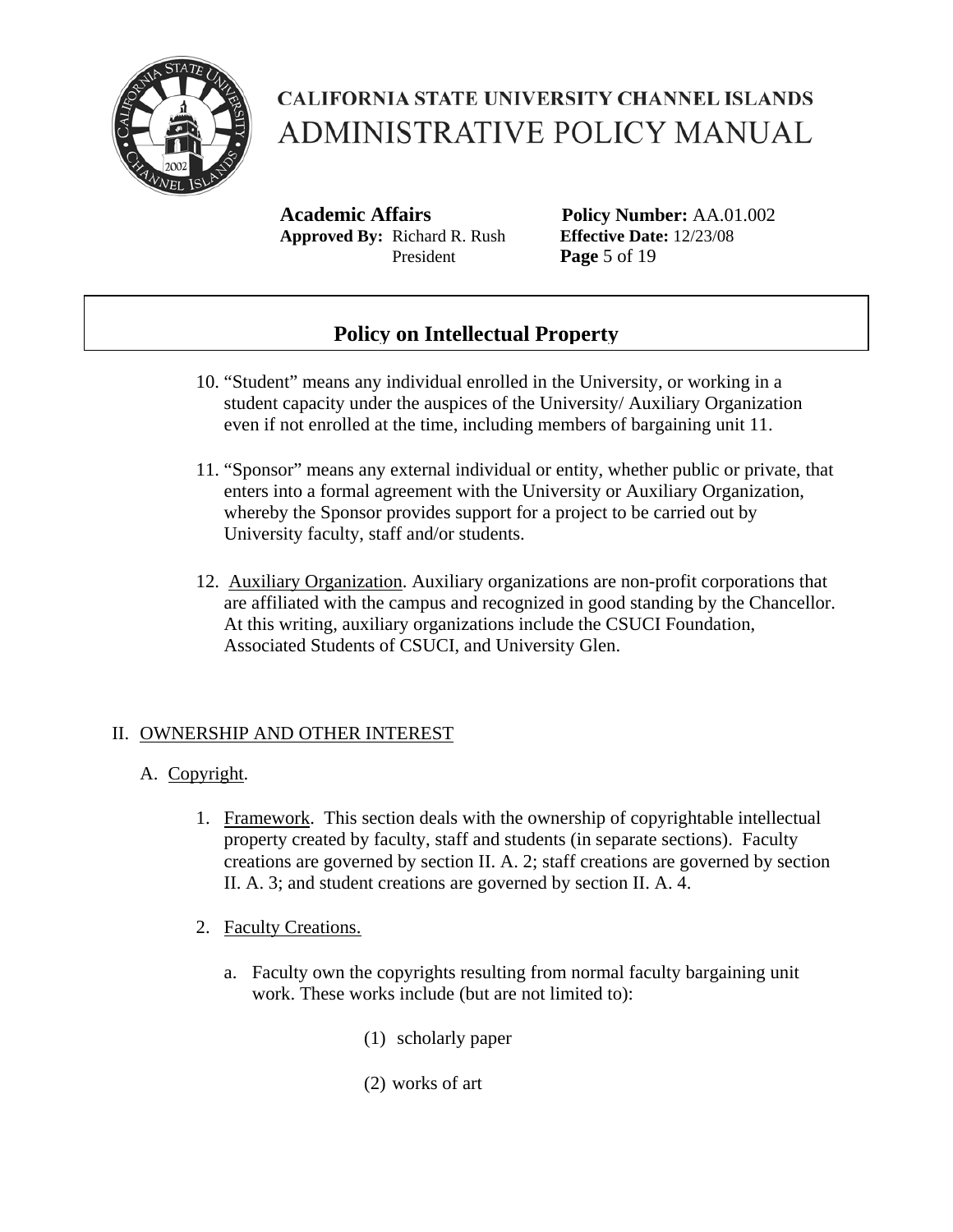10. "Student" means any individual enrolled in the University, or working in a student capacity under the auspices of the University/ Auxiliary Organization even if not enrolled at the time, including members of bargaining unit 11.

11. "Sponsor" means any external individual or entity, whether public or private, that enters into a formal agreement with the University or Auxiliary Organization, whereby the Sponsor provides support for a project to be carried out by University faculty, staff and/or students.

12. Auxiliary Organization. Auxiliary organizations are non-profit corporations that are affiliated with the campus and recognized in good standing by the Chancellor. At this writing, auxiliary organizations include the CSUCI Foundation, Associated Students of CSUCI, and University Glen.

## II. OWNERSHIP AND OTHER INTEREST

### A. Copyright.

1. Framework. This section deals with the ownership of copyrightable intellectual property created by faculty, staff and students (in separate sections). Faculty creations are governed by section II. A. 2; staff creations are governed by section II. A. 3; and student creations are governed by section II. A. 4.

2. Faculty Creations.

   a. Faculty own the copyrights resulting from normal faculty bargaining unit work. These works include (but are not limited to):

      (1) scholarly paper

      (2) works of art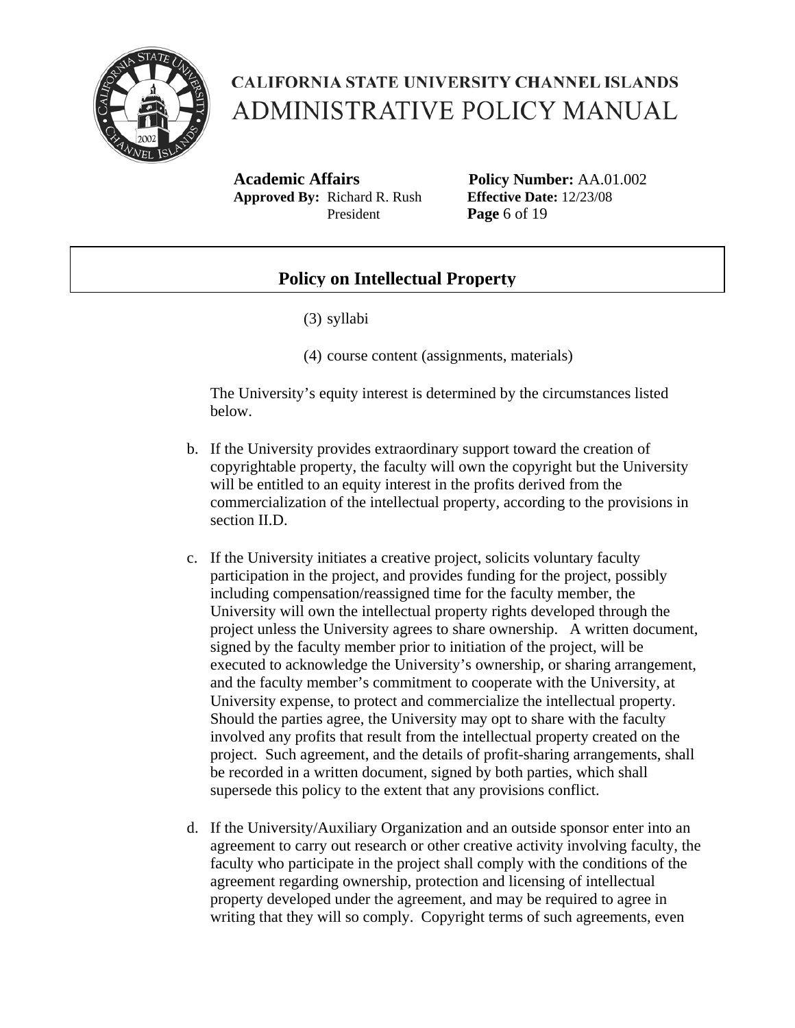(3) syllabi

(4) course content (assignments, materials)

The University's equity interest is determined by the circumstances listed below.

b. If the University provides extraordinary support toward the creation of copyrightable property, the faculty will own the copyright but the University will be entitled to an equity interest in the profits derived from the commercialization of the intellectual property, according to the provisions in section II.D.

c. If the University initiates a creative project, solicits voluntary faculty participation in the project, and provides funding for the project, possibly including compensation/reassigned time for the faculty member, the University will own the intellectual property rights developed through the project unless the University agrees to share ownership. A written document, signed by the faculty member prior to initiation of the project, will be executed to acknowledge the University's ownership, or sharing arrangement, and the faculty member's commitment to cooperate with the University, at University expense, to protect and commercialize the intellectual property. Should the parties agree, the University may opt to share with the faculty involved any profits that result from the intellectual property created on the project. Such agreement, and the details of profit-sharing arrangements, shall be recorded in a written document, signed by both parties, which shall supersede this policy to the extent that any provisions conflict.

d. If the University/Auxiliary Organization and an outside sponsor enter into an agreement to carry out research or other creative activity involving faculty, the faculty who participate in the project shall comply with the conditions of the agreement regarding ownership, protection and licensing of intellectual property developed under the agreement, and may be required to agree in writing that they will so comply. Copyright terms of such agreements, even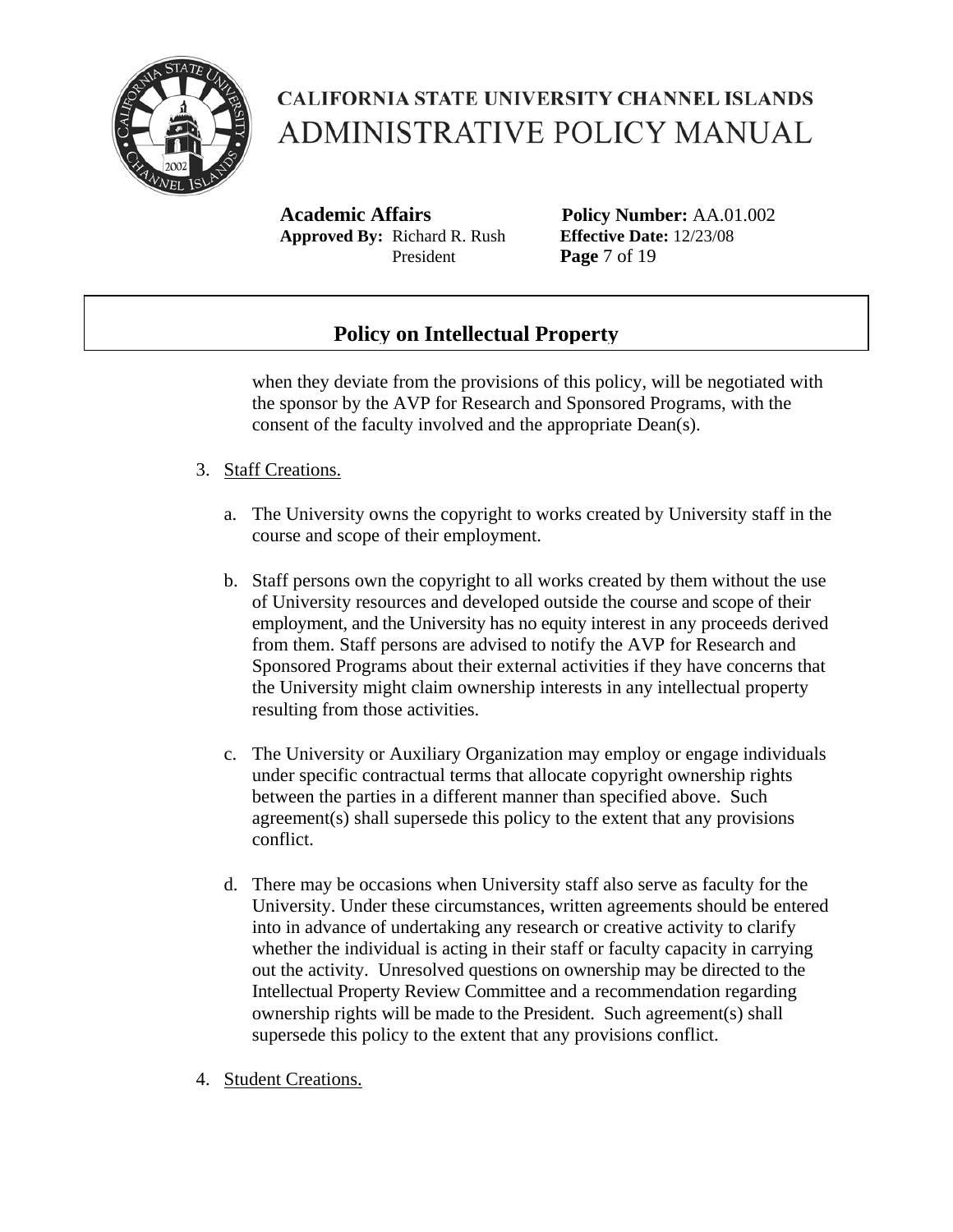when they deviate from the provisions of this policy, will be negotiated with the sponsor by the AVP for Research and Sponsored Programs, with the consent of the faculty involved and the appropriate Dean(s).

3. Staff Creations.

   a. The University owns the copyright to works created by University staff in the course and scope of their employment.

   b. Staff persons own the copyright to all works created by them without the use of University resources and developed outside the course and scope of their employment, and the University has no equity interest in any proceeds derived from them. Staff persons are advised to notify the AVP for Research and Sponsored Programs about their external activities if they have concerns that the University might claim ownership interests in any intellectual property resulting from those activities.

   c. The University or Auxiliary Organization may employ or engage individuals under specific contractual terms that allocate copyright ownership rights between the parties in a different manner than specified above. Such agreement(s) shall supersede this policy to the extent that any provisions conflict.

   d. There may be occasions when University staff also serve as faculty for the University. Under these circumstances, written agreements should be entered into in advance of undertaking any research or creative activity to clarify whether the individual is acting in their staff or faculty capacity in carrying out the activity. Unresolved questions on ownership may be directed to the Intellectual Property Review Committee and a recommendation regarding ownership rights will be made to the President. Such agreement(s) shall supersede this policy to the extent that any provisions conflict.

4. Student Creations.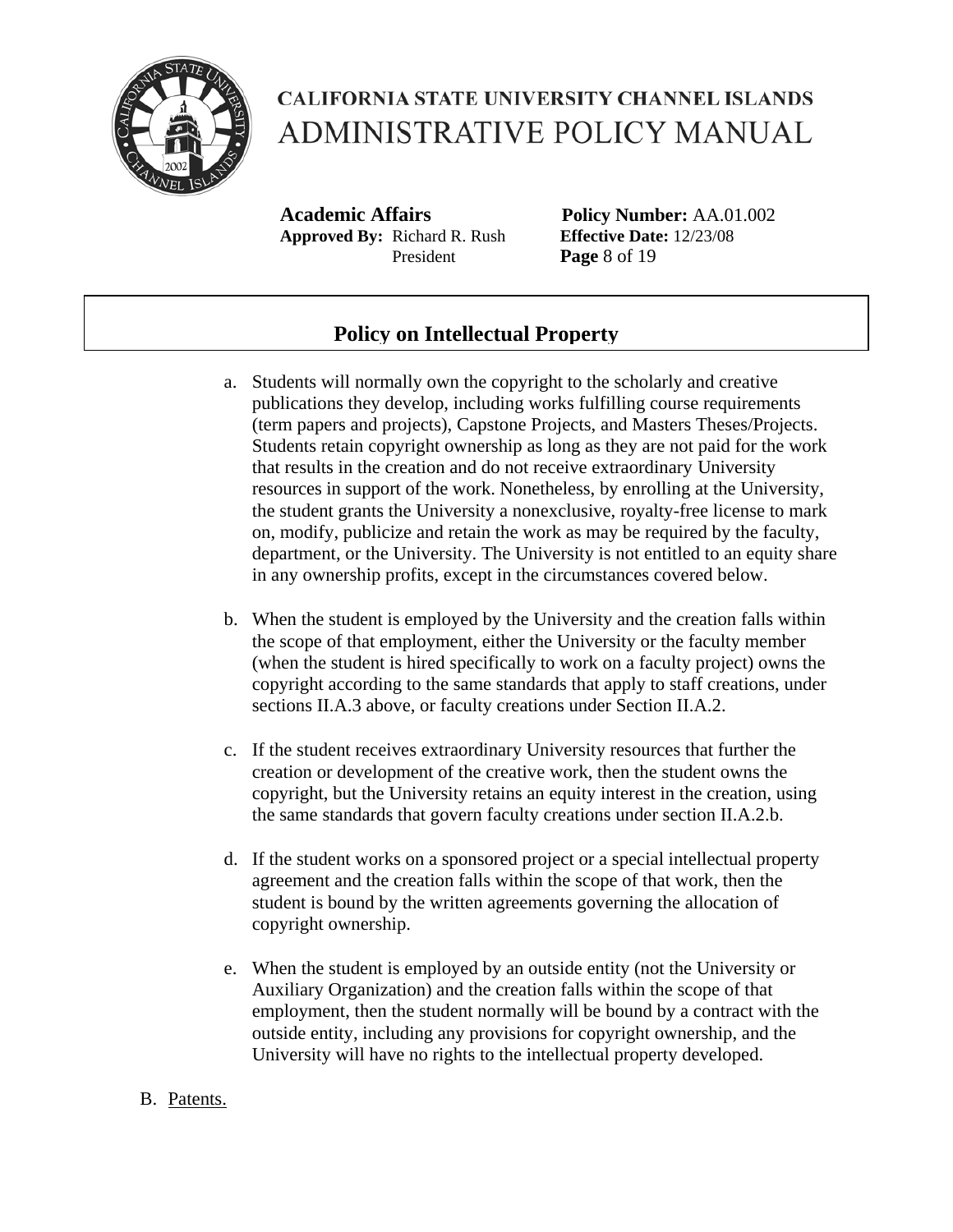a. Students will normally own the copyright to the scholarly and creative publications they develop, including works fulfilling course requirements (term papers and projects), Capstone Projects, and Masters Theses/Projects. Students retain copyright ownership as long as they are not paid for the work that results in the creation and do not receive extraordinary University resources in support of the work. Nonetheless, by enrolling at the University, the student grants the University a nonexclusive, royalty-free license to mark on, modify, publicize and retain the work as may be required by the faculty, department, or the University. The University is not entitled to an equity share in any ownership profits, except in the circumstances covered below.

b. When the student is employed by the University and the creation falls within the scope of that employment, either the University or the faculty member (when the student is hired specifically to work on a faculty project) owns the copyright according to the same standards that apply to staff creations, under sections II.A.3 above, or faculty creations under Section II.A.2.

c. If the student receives extraordinary University resources that further the creation or development of the creative work, then the student owns the copyright, but the University retains an equity interest in the creation, using the same standards that govern faculty creations under section II.A.2.b.

d. If the student works on a sponsored project or a special intellectual property agreement and the creation falls within the scope of that work, then the student is bound by the written agreements governing the allocation of copyright ownership.

e. When the student is employed by an outside entity (not the University or Auxiliary Organization) and the creation falls within the scope of that employment, then the student normally will be bound by a contract with the outside entity, including any provisions for copyright ownership, and the University will have no rights to the intellectual property developed.

B. Patents.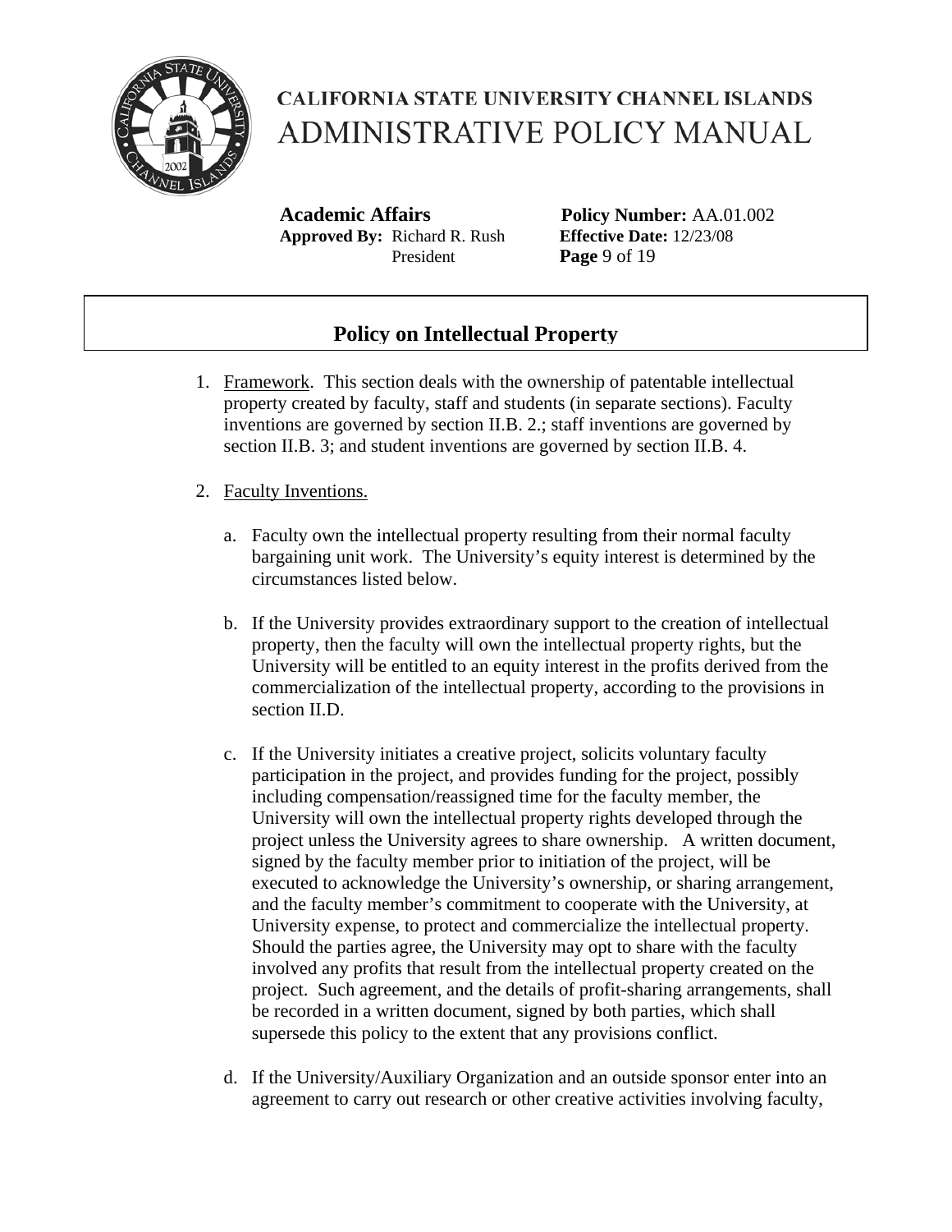1. Framework. This section deals with the ownership of patentable intellectual property created by faculty, staff and students (in separate sections). Faculty inventions are governed by section II.B. 2.; staff inventions are governed by section II.B. 3; and student inventions are governed by section II.B. 4.

2. Faculty Inventions.

   a. Faculty own the intellectual property resulting from their normal faculty bargaining unit work. The University's equity interest is determined by the circumstances listed below.

   b. If the University provides extraordinary support to the creation of intellectual property, then the faculty will own the intellectual property rights, but the University will be entitled to an equity interest in the profits derived from the commercialization of the intellectual property, according to the provisions in section II.D.

   c. If the University initiates a creative project, solicits voluntary faculty participation in the project, and provides funding for the project, possibly including compensation/reassigned time for the faculty member, the University will own the intellectual property rights developed through the project unless the University agrees to share ownership. A written document, signed by the faculty member prior to initiation of the project, will be executed to acknowledge the University's ownership, or sharing arrangement, and the faculty member's commitment to cooperate with the University, at University expense, to protect and commercialize the intellectual property. Should the parties agree, the University may opt to share with the faculty involved any profits that result from the intellectual property created on the project. Such agreement, and the details of profit-sharing arrangements, shall be recorded in a written document, signed by both parties, which shall supersede this policy to the extent that any provisions conflict.

   d. If the University/Auxiliary Organization and an outside sponsor enter into an agreement to carry out research or other creative activities involving faculty,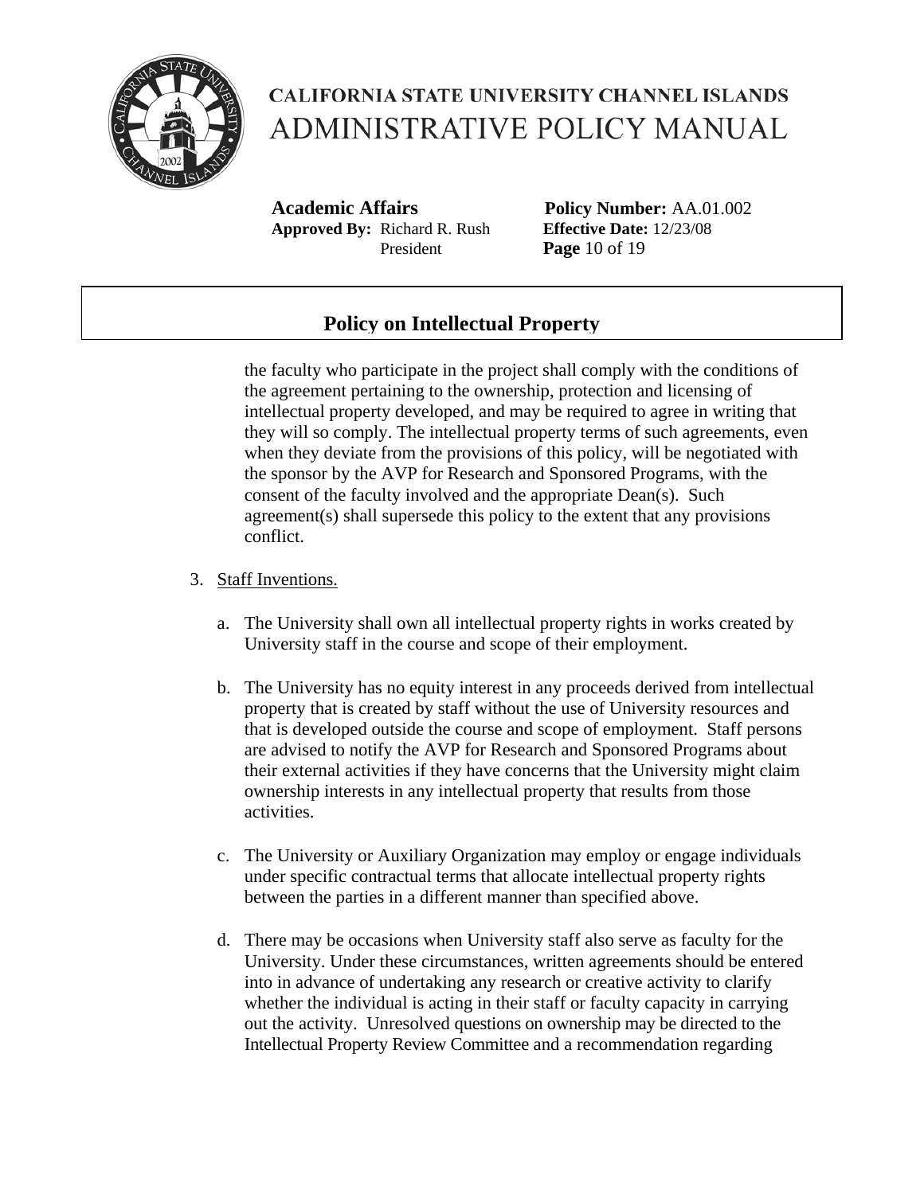the faculty who participate in the project shall comply with the conditions of the agreement pertaining to the ownership, protection and licensing of intellectual property developed, and may be required to agree in writing that they will so comply. The intellectual property terms of such agreements, even when they deviate from the provisions of this policy, will be negotiated with the sponsor by the AVP for Research and Sponsored Programs, with the consent of the faculty involved and the appropriate Dean(s). Such agreement(s) shall supersede this policy to the extent that any provisions conflict.

3. Staff Inventions.

   a. The University shall own all intellectual property rights in works created by University staff in the course and scope of their employment.

   b. The University has no equity interest in any proceeds derived from intellectual property that is created by staff without the use of University resources and that is developed outside the course and scope of employment. Staff persons are advised to notify the AVP for Research and Sponsored Programs about their external activities if they have concerns that the University might claim ownership interests in any intellectual property that results from those activities.

   c. The University or Auxiliary Organization may employ or engage individuals under specific contractual terms that allocate intellectual property rights between the parties in a different manner than specified above.

   d. There may be occasions when University staff also serve as faculty for the University. Under these circumstances, written agreements should be entered into in advance of undertaking any research or creative activity to clarify whether the individual is acting in their staff or faculty capacity in carrying out the activity. Unresolved questions on ownership may be directed to the Intellectual Property Review Committee and a recommendation regarding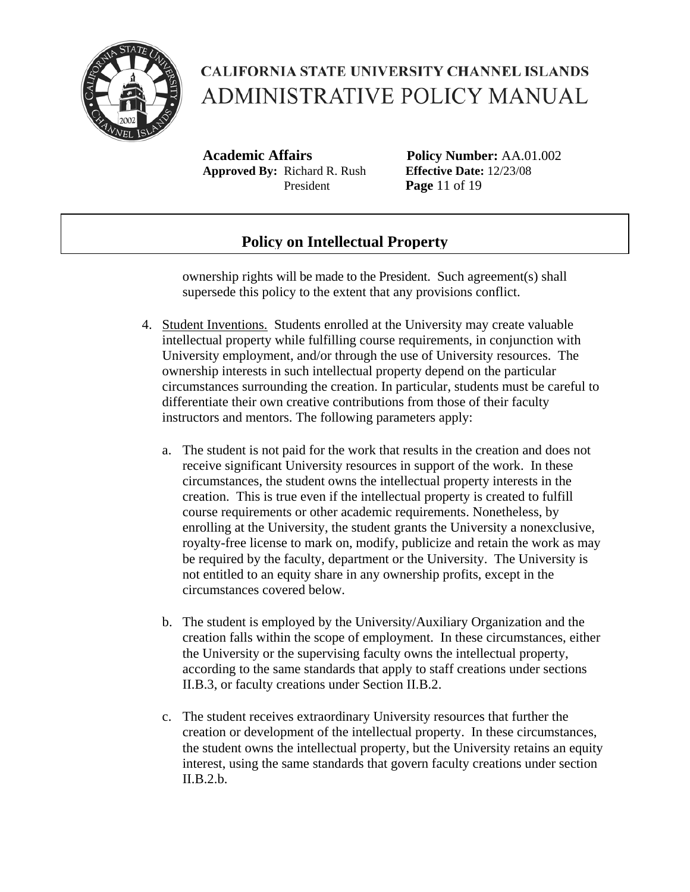ownership rights will be made to the President. Such agreement(s) shall supersede this policy to the extent that any provisions conflict.

4. Student Inventions. Students enrolled at the University may create valuable intellectual property while fulfilling course requirements, in conjunction with University employment, and/or through the use of University resources. The ownership interests in such intellectual property depend on the particular circumstances surrounding the creation. In particular, students must be careful to differentiate their own creative contributions from those of their faculty instructors and mentors. The following parameters apply:

   a. The student is not paid for the work that results in the creation and does not receive significant University resources in support of the work. In these circumstances, the student owns the intellectual property interests in the creation. This is true even if the intellectual property is created to fulfill course requirements or other academic requirements. Nonetheless, by enrolling at the University, the student grants the University a nonexclusive, royalty-free license to mark on, modify, publicize and retain the work as may be required by the faculty, department or the University. The University is not entitled to an equity share in any ownership profits, except in the circumstances covered below.

   b. The student is employed by the University/Auxiliary Organization and the creation falls within the scope of employment. In these circumstances, either the University or the supervising faculty owns the intellectual property, according to the same standards that apply to staff creations under sections II.B.3, or faculty creations under Section II.B.2.

   c. The student receives extraordinary University resources that further the creation or development of the intellectual property. In these circumstances, the student owns the intellectual property, but the University retains an equity interest, using the same standards that govern faculty creations under section II.B.2.b.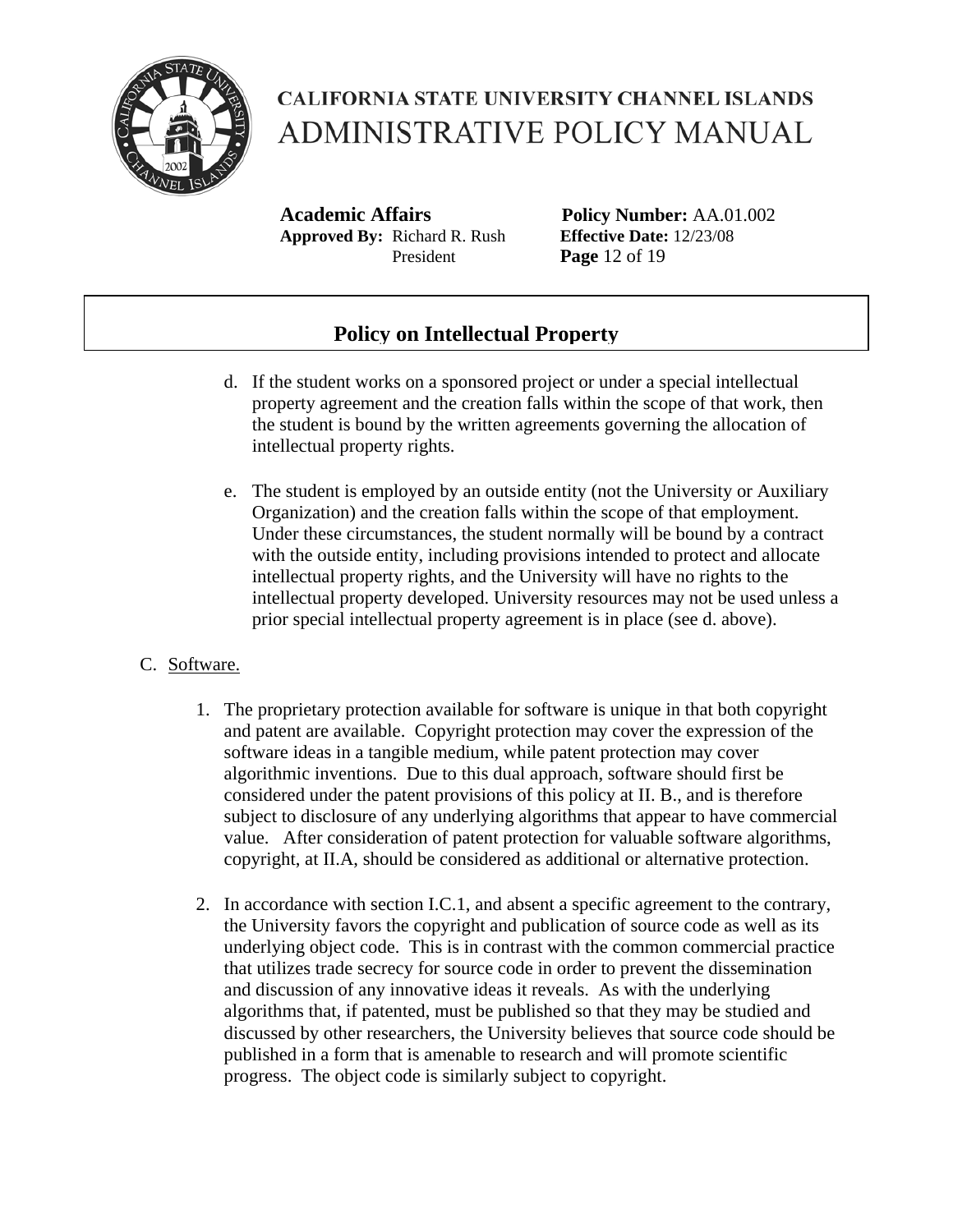d. If the student works on a sponsored project or under a special intellectual property agreement and the creation falls within the scope of that work, then the student is bound by the written agreements governing the allocation of intellectual property rights.

e. The student is employed by an outside entity (not the University or Auxiliary Organization) and the creation falls within the scope of that employment. Under these circumstances, the student normally will be bound by a contract with the outside entity, including provisions intended to protect and allocate intellectual property rights, and the University will have no rights to the intellectual property developed. University resources may not be used unless a prior special intellectual property agreement is in place (see d. above).

C. Software.

1. The proprietary protection available for software is unique in that both copyright and patent are available. Copyright protection may cover the expression of the software ideas in a tangible medium, while patent protection may cover algorithmic inventions. Due to this dual approach, software should first be considered under the patent provisions of this policy at II. B., and is therefore subject to disclosure of any underlying algorithms that appear to have commercial value. After consideration of patent protection for valuable software algorithms, copyright, at II.A, should be considered as additional or alternative protection.

2. In accordance with section I.C.1, and absent a specific agreement to the contrary, the University favors the copyright and publication of source code as well as its underlying object code. This is in contrast with the common commercial practice that utilizes trade secrecy for source code in order to prevent the dissemination and discussion of any innovative ideas it reveals. As with the underlying algorithms that, if patented, must be published so that they may be studied and discussed by other researchers, the University believes that source code should be published in a form that is amenable to research and will promote scientific progress. The object code is similarly subject to copyright.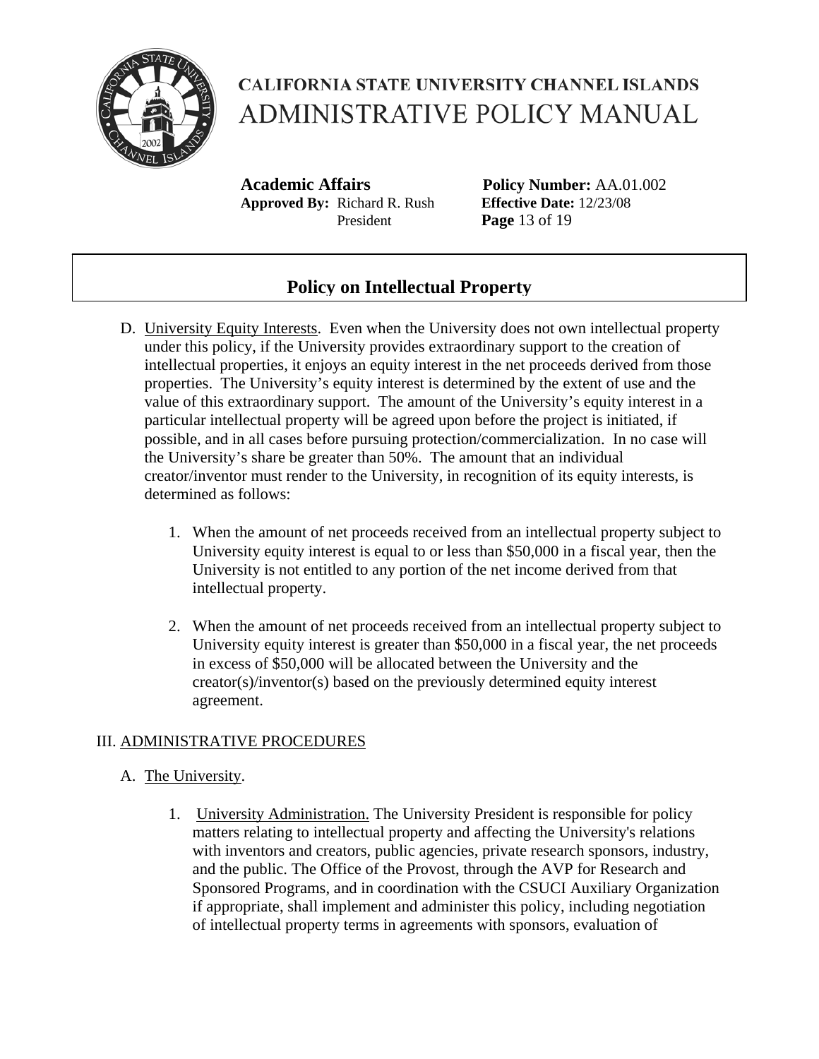D. University Equity Interests. Even when the University does not own intellectual property under this policy, if the University provides extraordinary support to the creation of intellectual properties, it enjoys an equity interest in the net proceeds derived from those properties. The University's equity interest is determined by the extent of use and the value of this extraordinary support. The amount of the University's equity interest in a particular intellectual property will be agreed upon before the project is initiated, if possible, and in all cases before pursuing protection/commercialization. In no case will the University's share be greater than 50%. The amount that an individual creator/inventor must render to the University, in recognition of its equity interests, is determined as follows:

1. When the amount of net proceeds received from an intellectual property subject to University equity interest is equal to or less than $50,000 in a fiscal year, then the University is not entitled to any portion of the net income derived from that intellectual property.

2. When the amount of net proceeds received from an intellectual property subject to University equity interest is greater than $50,000 in a fiscal year, the net proceeds in excess of $50,000 will be allocated between the University and the creator(s)/inventor(s) based on the previously determined equity interest agreement.

## III. ADMINISTRATIVE PROCEDURES

A. The University.

1. University Administration. The University President is responsible for policy matters relating to intellectual property and affecting the University's relations with inventors and creators, public agencies, private research sponsors, industry, and the public. The Office of the Provost, through the AVP for Research and Sponsored Programs, and in coordination with the CSUCI Auxiliary Organization if appropriate, shall implement and administer this policy, including negotiation of intellectual property terms in agreements with sponsors, evaluation of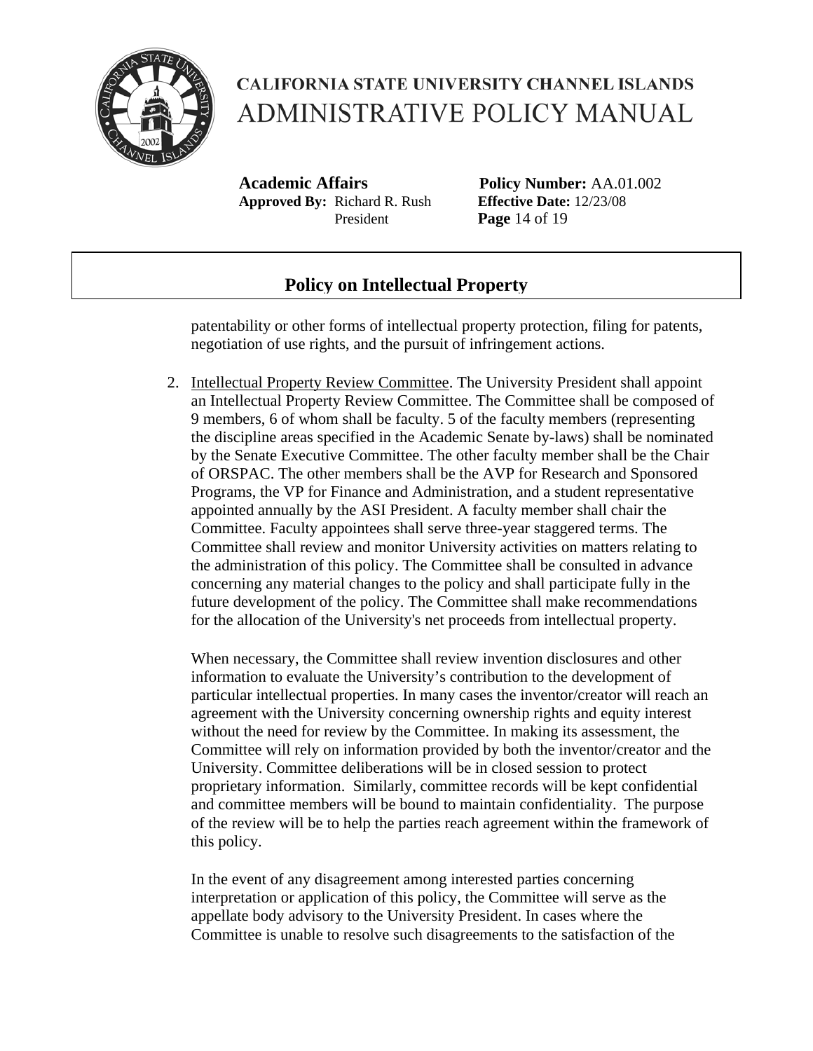patentability or other forms of intellectual property protection, filing for patents, negotiation of use rights, and the pursuit of infringement actions.

2. Intellectual Property Review Committee. The University President shall appoint an Intellectual Property Review Committee. The Committee shall be composed of 9 members, 6 of whom shall be faculty. 5 of the faculty members (representing the discipline areas specified in the Academic Senate by-laws) shall be nominated by the Senate Executive Committee. The other faculty member shall be the Chair of ORSPAC. The other members shall be the AVP for Research and Sponsored Programs, the VP for Finance and Administration, and a student representative appointed annually by the ASI President. A faculty member shall chair the Committee. Faculty appointees shall serve three-year staggered terms. The Committee shall review and monitor University activities on matters relating to the administration of this policy. The Committee shall be consulted in advance concerning any material changes to the policy and shall participate fully in the future development of the policy. The Committee shall make recommendations for the allocation of the University's net proceeds from intellectual property.

   When necessary, the Committee shall review invention disclosures and other information to evaluate the University's contribution to the development of particular intellectual properties. In many cases the inventor/creator will reach an agreement with the University concerning ownership rights and equity interest without the need for review by the Committee. In making its assessment, the Committee will rely on information provided by both the inventor/creator and the University. Committee deliberations will be in closed session to protect proprietary information. Similarly, committee records will be kept confidential and committee members will be bound to maintain confidentiality. The purpose of the review will be to help the parties reach agreement within the framework of this policy.

   In the event of any disagreement among interested parties concerning interpretation or application of this policy, the Committee will serve as the appellate body advisory to the University President. In cases where the Committee is unable to resolve such disagreements to the satisfaction of the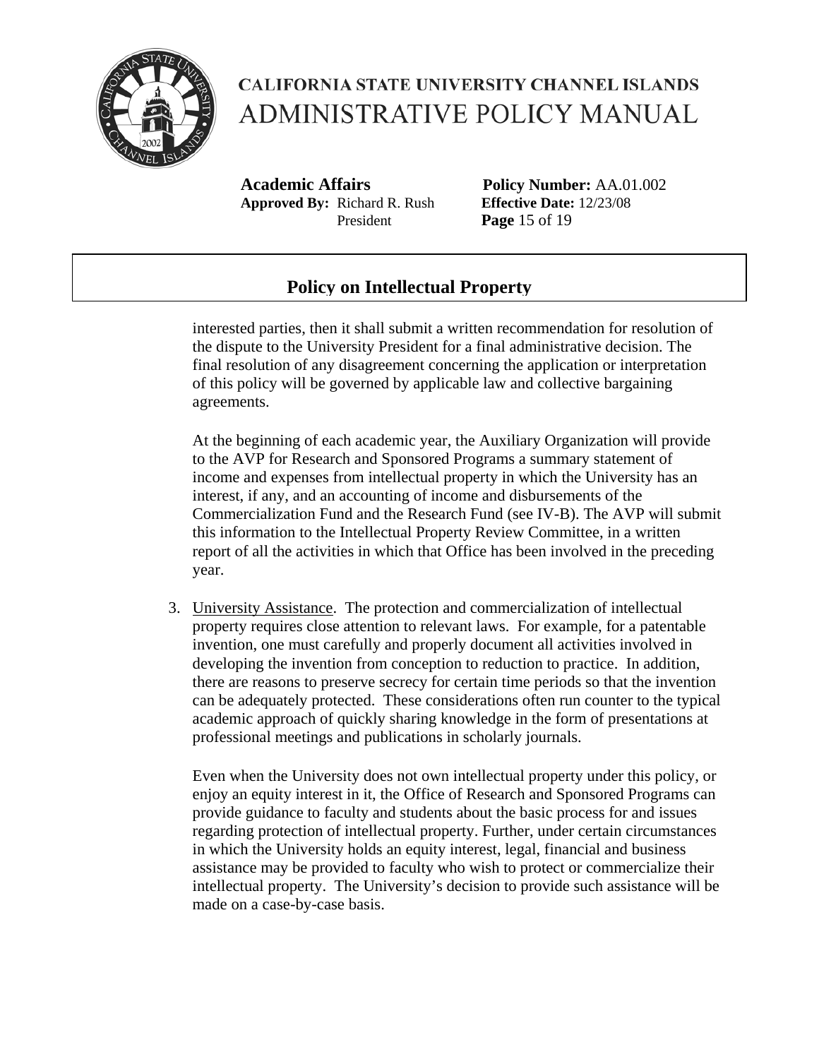interested parties, then it shall submit a written recommendation for resolution of the dispute to the University President for a final administrative decision. The final resolution of any disagreement concerning the application or interpretation of this policy will be governed by applicable law and collective bargaining agreements.

At the beginning of each academic year, the Auxiliary Organization will provide to the AVP for Research and Sponsored Programs a summary statement of income and expenses from intellectual property in which the University has an interest, if any, and an accounting of income and disbursements of the Commercialization Fund and the Research Fund (see IV-B). The AVP will submit this information to the Intellectual Property Review Committee, in a written report of all the activities in which that Office has been involved in the preceding year.

3. University Assistance. The protection and commercialization of intellectual property requires close attention to relevant laws. For example, for a patentable invention, one must carefully and properly document all activities involved in developing the invention from conception to reduction to practice. In addition, there are reasons to preserve secrecy for certain time periods so that the invention can be adequately protected. These considerations often run counter to the typical academic approach of quickly sharing knowledge in the form of presentations at professional meetings and publications in scholarly journals.

   Even when the University does not own intellectual property under this policy, or enjoy an equity interest in it, the Office of Research and Sponsored Programs can provide guidance to faculty and students about the basic process for and issues regarding protection of intellectual property. Further, under certain circumstances in which the University holds an equity interest, legal, financial and business assistance may be provided to faculty who wish to protect or commercialize their intellectual property. The University's decision to provide such assistance will be made on a case-by-case basis.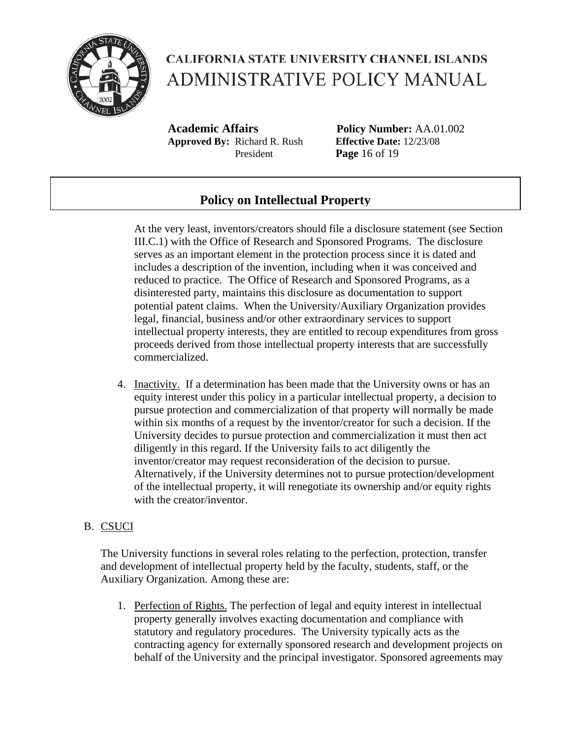At the very least, inventors/creators should file a disclosure statement (see Section III.C.1) with the Office of Research and Sponsored Programs. The disclosure serves as an important element in the protection process since it is dated and includes a description of the invention, including when it was conceived and reduced to practice. The Office of Research and Sponsored Programs, as a disinterested party, maintains this disclosure as documentation to support potential patent claims. When the University/Auxiliary Organization provides legal, financial, business and/or other extraordinary services to support intellectual property interests, they are entitled to recoup expenditures from gross proceeds derived from those intellectual property interests that are successfully commercialized.

4. Inactivity. If a determination has been made that the University owns or has an equity interest under this policy in a particular intellectual property, a decision to pursue protection and commercialization of that property will normally be made within six months of a request by the inventor/creator for such a decision. If the University decides to pursue protection and commercialization it must then act diligently in this regard. If the University fails to act diligently the inventor/creator may request reconsideration of the decision to pursue. Alternatively, if the University determines not to pursue protection/development of the intellectual property, it will renegotiate its ownership and/or equity rights with the creator/inventor.

B. CSUCI

The University functions in several roles relating to the perfection, protection, transfer and development of intellectual property held by the faculty, students, staff, or the Auxiliary Organization. Among these are:

1. Perfection of Rights. The perfection of legal and equity interest in intellectual property generally involves exacting documentation and compliance with statutory and regulatory procedures. The University typically acts as the contracting agency for externally sponsored research and development projects on behalf of the University and the principal investigator. Sponsored agreements may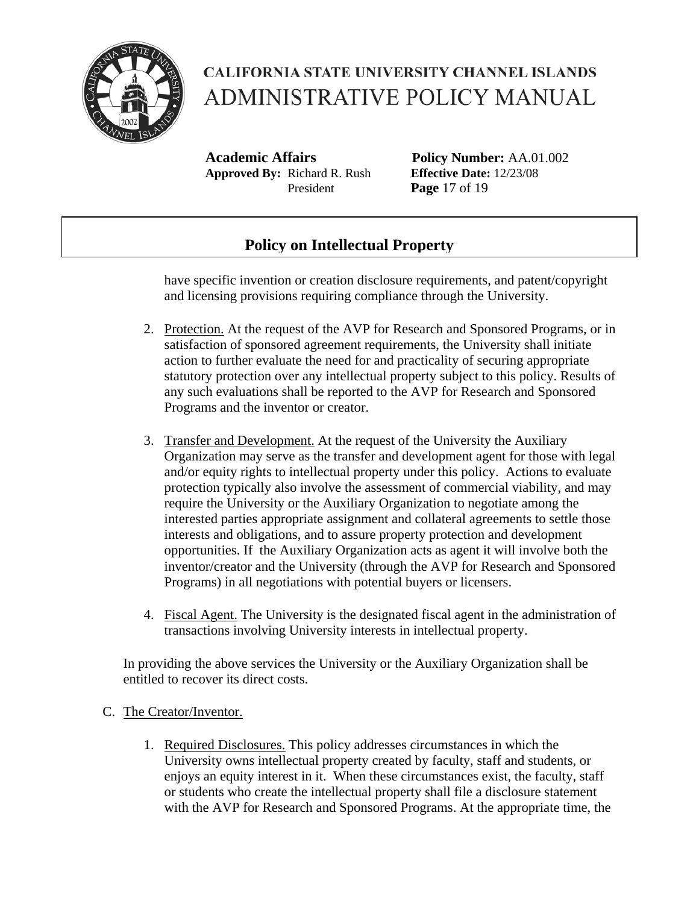have specific invention or creation disclosure requirements, and patent/copyright and licensing provisions requiring compliance through the University.

2. Protection. At the request of the AVP for Research and Sponsored Programs, or in satisfaction of sponsored agreement requirements, the University shall initiate action to further evaluate the need for and practicality of securing appropriate statutory protection over any intellectual property subject to this policy. Results of any such evaluations shall be reported to the AVP for Research and Sponsored Programs and the inventor or creator.

3. Transfer and Development. At the request of the University the Auxiliary Organization may serve as the transfer and development agent for those with legal and/or equity rights to intellectual property under this policy. Actions to evaluate protection typically also involve the assessment of commercial viability, and may require the University or the Auxiliary Organization to negotiate among the interested parties appropriate assignment and collateral agreements to settle those interests and obligations, and to assure property protection and development opportunities. If the Auxiliary Organization acts as agent it will involve both the inventor/creator and the University (through the AVP for Research and Sponsored Programs) in all negotiations with potential buyers or licensers.

4. Fiscal Agent. The University is the designated fiscal agent in the administration of transactions involving University interests in intellectual property.

In providing the above services the University or the Auxiliary Organization shall be entitled to recover its direct costs.

C. The Creator/Inventor.

1. Required Disclosures. This policy addresses circumstances in which the University owns intellectual property created by faculty, staff and students, or enjoys an equity interest in it. When these circumstances exist, the faculty, staff or students who create the intellectual property shall file a disclosure statement with the AVP for Research and Sponsored Programs. At the appropriate time, the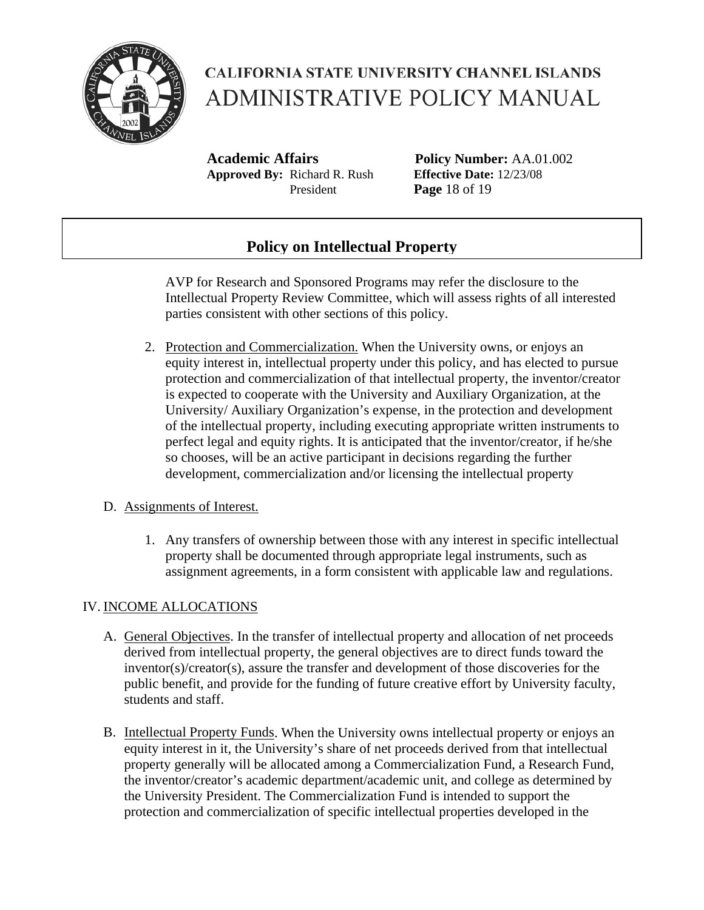AVP for Research and Sponsored Programs may refer the disclosure to the Intellectual Property Review Committee, which will assess rights of all interested parties consistent with other sections of this policy.

2. Protection and Commercialization. When the University owns, or enjoys an equity interest in, intellectual property under this policy, and has elected to pursue protection and commercialization of that intellectual property, the inventor/creator is expected to cooperate with the University and Auxiliary Organization, at the University/ Auxiliary Organization's expense, in the protection and development of the intellectual property, including executing appropriate written instruments to perfect legal and equity rights. It is anticipated that the inventor/creator, if he/she so chooses, will be an active participant in decisions regarding the further development, commercialization and/or licensing the intellectual property

D. Assignments of Interest.

1. Any transfers of ownership between those with any interest in specific intellectual property shall be documented through appropriate legal instruments, such as assignment agreements, in a form consistent with applicable law and regulations.

## IV. INCOME ALLOCATIONS

A. General Objectives. In the transfer of intellectual property and allocation of net proceeds derived from intellectual property, the general objectives are to direct funds toward the inventor(s)/creator(s), assure the transfer and development of those discoveries for the public benefit, and provide for the funding of future creative effort by University faculty, students and staff.

B. Intellectual Property Funds. When the University owns intellectual property or enjoys an equity interest in it, the University's share of net proceeds derived from that intellectual property generally will be allocated among a Commercialization Fund, a Research Fund, the inventor/creator's academic department/academic unit, and college as determined by the University President. The Commercialization Fund is intended to support the protection and commercialization of specific intellectual properties developed in the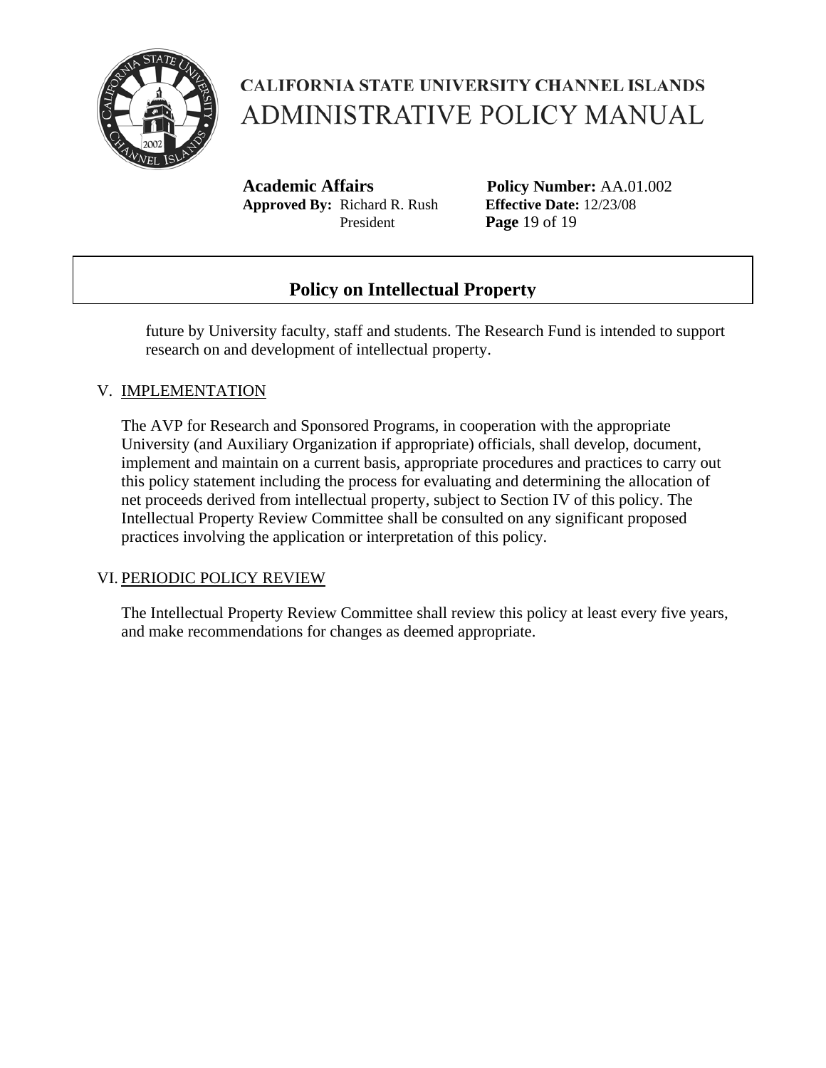future by University faculty, staff and students. The Research Fund is intended to support research on and development of intellectual property.

## V. IMPLEMENTATION

The AVP for Research and Sponsored Programs, in cooperation with the appropriate University (and Auxiliary Organization if appropriate) officials, shall develop, document, implement and maintain on a current basis, appropriate procedures and practices to carry out this policy statement including the process for evaluating and determining the allocation of net proceeds derived from intellectual property, subject to Section IV of this policy. The Intellectual Property Review Committee shall be consulted on any significant proposed practices involving the application or interpretation of this policy.

## VI. PERIODIC POLICY REVIEW

The Intellectual Property Review Committee shall review this policy at least every five years, and make recommendations for changes as deemed appropriate.